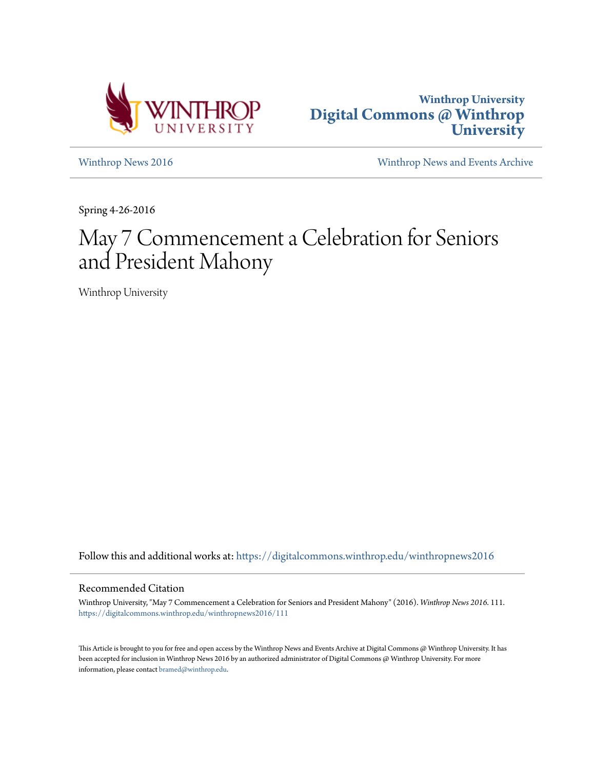Winthrop University
**Digital Commons @ Winthrop University**

Winthrop News 2016 | Winthrop News and Events Archive

Spring 4-26-2016

# May 7 Commencement a Celebration for Seniors and President Mahony

Winthrop University

Follow this and additional works at: https://digitalcommons.winthrop.edu/winthropnews2016

## Recommended Citation

Winthrop University, "May 7 Commencement a Celebration for Seniors and President Mahony" (2016). *Winthrop News 2016*. 111.
https://digitalcommons.winthrop.edu/winthropnews2016/111

This Article is brought to you for free and open access by the Winthrop News and Events Archive at Digital Commons @ Winthrop University. It has been accepted for inclusion in Winthrop News 2016 by an authorized administrator of Digital Commons @ Winthrop University. For more information, please contact bramed@winthrop.edu.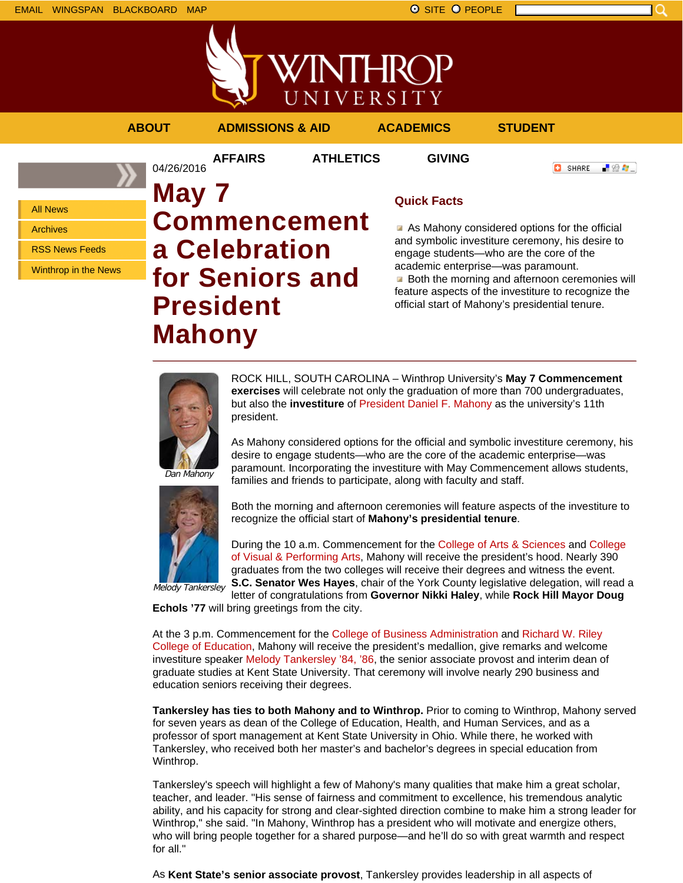EMAIL WINGSPAN BLACKBOARD MAP

SITE PEOPLE

ABOUT ADMISSIONS & AID ACADEMICS STUDENT AFFAIRS ATHLETICS GIVING

- All News
- Archives
- RSS News Feeds
- Winthrop in the News

04/26/2016

# May 7 Commencement a Celebration for Seniors and President Mahony

## Quick Facts

- As Mahony considered options for the official and symbolic investiture ceremony, his desire to engage students—who are the core of the academic enterprise—was paramount.
- Both the morning and afternoon ceremonies will feature aspects of the investiture to recognize the official start of Mahony's presidential tenure.

*Dan Mahony*

*Melody Tankersley*

ROCK HILL, SOUTH CAROLINA – Winthrop University's **May 7 Commencement exercises** will celebrate not only the graduation of more than 700 undergraduates, but also the **investiture** of President Daniel F. Mahony as the university's 11th president.

As Mahony considered options for the official and symbolic investiture ceremony, his desire to engage students—who are the core of the academic enterprise—was paramount. Incorporating the investiture with May Commencement allows students, families and friends to participate, along with faculty and staff.

Both the morning and afternoon ceremonies will feature aspects of the investiture to recognize the official start of **Mahony's presidential tenure**.

During the 10 a.m. Commencement for the College of Arts & Sciences and College of Visual & Performing Arts, Mahony will receive the president's hood. Nearly 390 graduates from the two colleges will receive their degrees and witness the event. **S.C. Senator Wes Hayes**, chair of the York County legislative delegation, will read a letter of congratulations from **Governor Nikki Haley**, while **Rock Hill Mayor Doug Echols '77** will bring greetings from the city.

At the 3 p.m. Commencement for the College of Business Administration and Richard W. Riley College of Education, Mahony will receive the president's medallion, give remarks and welcome investiture speaker Melody Tankersley '84, '86, the senior associate provost and interim dean of graduate studies at Kent State University. That ceremony will involve nearly 290 business and education seniors receiving their degrees.

**Tankersley has ties to both Mahony and to Winthrop.** Prior to coming to Winthrop, Mahony served for seven years as dean of the College of Education, Health, and Human Services, and as a professor of sport management at Kent State University in Ohio. While there, he worked with Tankersley, who received both her master's and bachelor's degrees in special education from Winthrop.

Tankersley's speech will highlight a few of Mahony's many qualities that make him a great scholar, teacher, and leader. "His sense of fairness and commitment to excellence, his tremendous analytic ability, and his capacity for strong and clear-sighted direction combine to make him a strong leader for Winthrop," she said. "In Mahony, Winthrop has a president who will motivate and energize others, who will bring people together for a shared purpose—and he'll do so with great warmth and respect for all."

As **Kent State's senior associate provost**, Tankersley provides leadership in all aspects of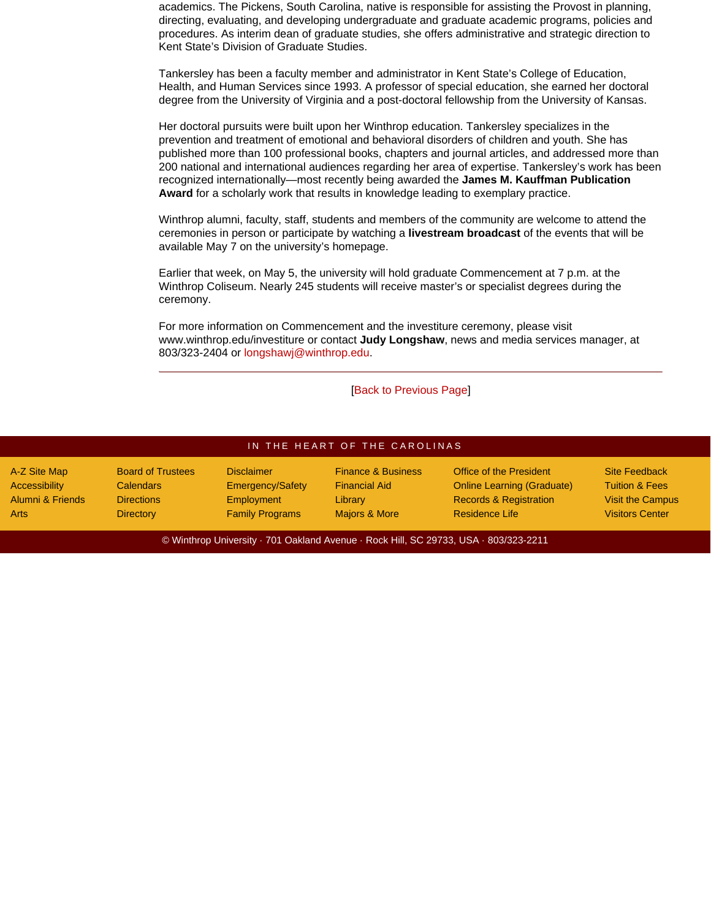academics. The Pickens, South Carolina, native is responsible for assisting the Provost in planning, directing, evaluating, and developing undergraduate and graduate academic programs, policies and procedures. As interim dean of graduate studies, she offers administrative and strategic direction to Kent State's Division of Graduate Studies.

Tankersley has been a faculty member and administrator in Kent State's College of Education, Health, and Human Services since 1993. A professor of special education, she earned her doctoral degree from the University of Virginia and a post-doctoral fellowship from the University of Kansas.

Her doctoral pursuits were built upon her Winthrop education. Tankersley specializes in the prevention and treatment of emotional and behavioral disorders of children and youth. She has published more than 100 professional books, chapters and journal articles, and addressed more than 200 national and international audiences regarding her area of expertise. Tankersley's work has been recognized internationally—most recently being awarded the **James M. Kauffman Publication Award** for a scholarly work that results in knowledge leading to exemplary practice.

Winthrop alumni, faculty, staff, students and members of the community are welcome to attend the ceremonies in person or participate by watching a **livestream broadcast** of the events that will be available May 7 on the university's homepage.

Earlier that week, on May 5, the university will hold graduate Commencement at 7 p.m. at the Winthrop Coliseum. Nearly 245 students will receive master's or specialist degrees during the ceremony.

For more information on Commencement and the investiture ceremony, please visit www.winthrop.edu/investiture or contact **Judy Longshaw**, news and media services manager, at 803/323-2404 or longshawj@winthrop.edu.

---

[Back to Previous Page]

IN THE HEART OF THE CAROLINAS

| | | | | | |
|---|---|---|---|---|---|
| A-Z Site Map | Board of Trustees | Disclaimer | Finance & Business | Office of the President | Site Feedback |
| Accessibility | Calendars | Emergency/Safety | Financial Aid | Online Learning (Graduate) | Tuition & Fees |
| Alumni & Friends | Directions | Employment | Library | Records & Registration | Visit the Campus |
| Arts | Directory | Family Programs | Majors & More | Residence Life | Visitors Center |

© Winthrop University · 701 Oakland Avenue · Rock Hill, SC 29733, USA · 803/323-2211